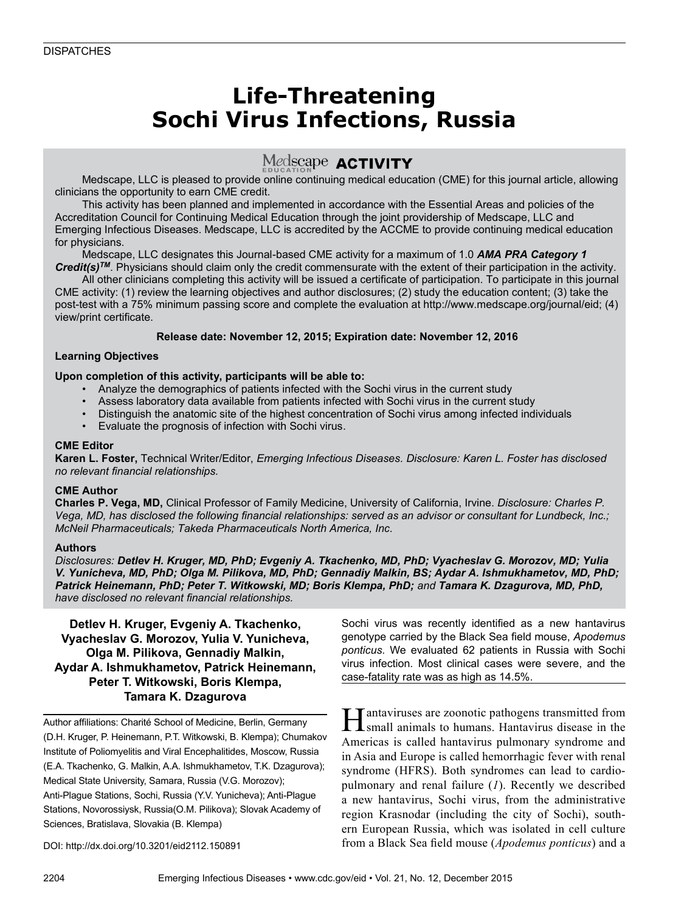DISPATCHES

# Life-Threatening Sochi Virus Infections, Russia

## Medscape ACTIVITY

Medscape, LLC is pleased to provide online continuing medical education (CME) for this journal article, allowing clinicians the opportunity to earn CME credit.

This activity has been planned and implemented in accordance with the Essential Areas and policies of the Accreditation Council for Continuing Medical Education through the joint providership of Medscape, LLC and Emerging Infectious Diseases. Medscape, LLC is accredited by the ACCME to provide continuing medical education for physicians.

Medscape, LLC designates this Journal-based CME activity for a maximum of 1.0 ***AMA PRA Category 1 Credit(s)™***. Physicians should claim only the credit commensurate with the extent of their participation in the activity.

All other clinicians completing this activity will be issued a certificate of participation. To participate in this journal CME activity: (1) review the learning objectives and author disclosures; (2) study the education content; (3) take the post-test with a 75% minimum passing score and complete the evaluation at http://www.medscape.org/journal/eid; (4) view/print certificate.

**Release date: November 12, 2015; Expiration date: November 12, 2016**

**Learning Objectives**

**Upon completion of this activity, participants will be able to:**

- Analyze the demographics of patients infected with the Sochi virus in the current study
- Assess laboratory data available from patients infected with Sochi virus in the current study
- Distinguish the anatomic site of the highest concentration of Sochi virus among infected individuals
- Evaluate the prognosis of infection with Sochi virus.

**CME Editor**

**Karen L. Foster,** Technical Writer/Editor, *Emerging Infectious Diseases. Disclosure: Karen L. Foster has disclosed no relevant financial relationships.*

**CME Author**

**Charles P. Vega, MD,** Clinical Professor of Family Medicine, University of California, Irvine. *Disclosure: Charles P. Vega, MD, has disclosed the following financial relationships: served as an advisor or consultant for Lundbeck, Inc.; McNeil Pharmaceuticals; Takeda Pharmaceuticals North America, Inc.*

**Authors**

*Disclosures:* ***Detlev H. Kruger, MD, PhD; Evgeniy A. Tkachenko, MD, PhD; Vyacheslav G. Morozov, MD; Yulia V. Yunicheva, MD, PhD; Olga M. Pilikova, MD, PhD; Gennadiy Malkin, BS; Aydar A. Ishmukhametov, MD, PhD; Patrick Heinemann, PhD; Peter T. Witkowski, MD; Boris Klempa, PhD;*** *and* ***Tamara K. Dzagurova, MD, PhD,*** *have disclosed no relevant financial relationships.*

**Detlev H. Kruger, Evgeniy A. Tkachenko, Vyacheslav G. Morozov, Yulia V. Yunicheva, Olga M. Pilikova, Gennadiy Malkin, Aydar A. Ishmukhametov, Patrick Heinemann, Peter T. Witkowski, Boris Klempa, Tamara K. Dzagurova**

Author affiliations: Charité School of Medicine, Berlin, Germany (D.H. Kruger, P. Heinemann, P.T. Witkowski, B. Klempa); Chumakov Institute of Poliomyelitis and Viral Encephalitides, Moscow, Russia (E.A. Tkachenko, G. Malkin, A.A. Ishmukhametov, T.K. Dzagurova); Medical State University, Samara, Russia (V.G. Morozov); Anti-Plague Stations, Sochi, Russia (Y.V. Yunicheva); Anti-Plague Stations, Novorossiysk, Russia(O.M. Pilikova); Slovak Academy of Sciences, Bratislava, Slovakia (B. Klempa)

DOI: http://dx.doi.org/10.3201/eid2112.150891

Sochi virus was recently identified as a new hantavirus genotype carried by the Black Sea field mouse, *Apodemus ponticus*. We evaluated 62 patients in Russia with Sochi virus infection. Most clinical cases were severe, and the case-fatality rate was as high as 14.5%.

Hantaviruses are zoonotic pathogens transmitted from small animals to humans. Hantavirus disease in the Americas is called hantavirus pulmonary syndrome and in Asia and Europe is called hemorrhagic fever with renal syndrome (HFRS). Both syndromes can lead to cardiopulmonary and renal failure (*1*). Recently we described a new hantavirus, Sochi virus, from the administrative region Krasnodar (including the city of Sochi), southern European Russia, which was isolated in cell culture from a Black Sea field mouse (*Apodemus ponticus*) and a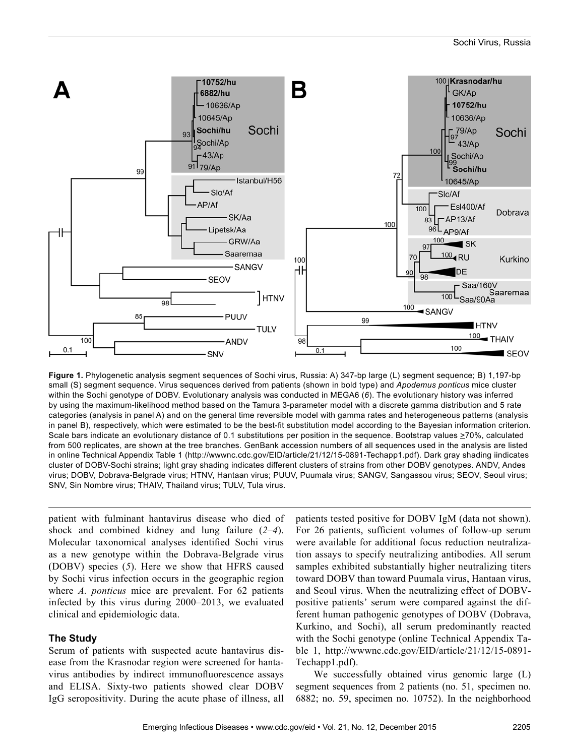**Figure 1.** Phylogenetic analysis segment sequences of Sochi virus, Russia: A) 347-bp large (L) segment sequence; B) 1,197-bp small (S) segment sequence. Virus sequences derived from patients (shown in bold type) and *Apodemus ponticus* mice cluster within the Sochi genotype of DOBV. Evolutionary analysis was conducted in MEGA6 (*6*). The evolutionary history was inferred by using the maximum-likelihood method based on the Tamura 3-parameter model with a discrete gamma distribution and 5 rate categories (analysis in panel A) and on the general time reversible model with gamma rates and heterogeneous patterns (analysis in panel B), respectively, which were estimated to be the best-fit substitution model according to the Bayesian information criterion. Scale bars indicate an evolutionary distance of 0.1 substitutions per position in the sequence. Bootstrap values ≥70%, calculated from 500 replicates, are shown at the tree branches. GenBank accession numbers of all sequences used in the analysis are listed in online Technical Appendix Table 1 (http://wwwnc.cdc.gov/EID/article/21/12/15-0891-Techapp1.pdf). Dark gray shading iindicates cluster of DOBV-Sochi strains; light gray shading indicates different clusters of strains from other DOBV genotypes. ANDV, Andes virus; DOBV, Dobrava-Belgrade virus; HTNV, Hantaan virus; PUUV, Puumala virus; SANGV, Sangassou virus; SEOV, Seoul virus; SNV, Sin Nombre virus; THAIV, Thailand virus; TULV, Tula virus.

patient with fulminant hantavirus disease who died of shock and combined kidney and lung failure (*2–4*). Molecular taxonomical analyses identified Sochi virus as a new genotype within the Dobrava-Belgrade virus (DOBV) species (*5*). Here we show that HFRS caused by Sochi virus infection occurs in the geographic region where *A. ponticus* mice are prevalent. For 62 patients infected by this virus during 2000–2013, we evaluated clinical and epidemiologic data.

## The Study

Serum of patients with suspected acute hantavirus disease from the Krasnodar region were screened for hantavirus antibodies by indirect immunofluorescence assays and ELISA. Sixty-two patients showed clear DOBV IgG seropositivity. During the acute phase of illness, all patients tested positive for DOBV IgM (data not shown). For 26 patients, sufficient volumes of follow-up serum were available for additional focus reduction neutralization assays to specify neutralizing antibodies. All serum samples exhibited substantially higher neutralizing titers toward DOBV than toward Puumala virus, Hantaan virus, and Seoul virus. When the neutralizing effect of DOBV-positive patients' serum were compared against the different human pathogenic genotypes of DOBV (Dobrava, Kurkino, and Sochi), all serum predominantly reacted with the Sochi genotype (online Technical Appendix Table 1, http://wwwnc.cdc.gov/EID/article/21/12/15-0891-Techapp1.pdf).

We successfully obtained virus genomic large (L) segment sequences from 2 patients (no. 51, specimen no. 6882; no. 59, specimen no. 10752). In the neighborhood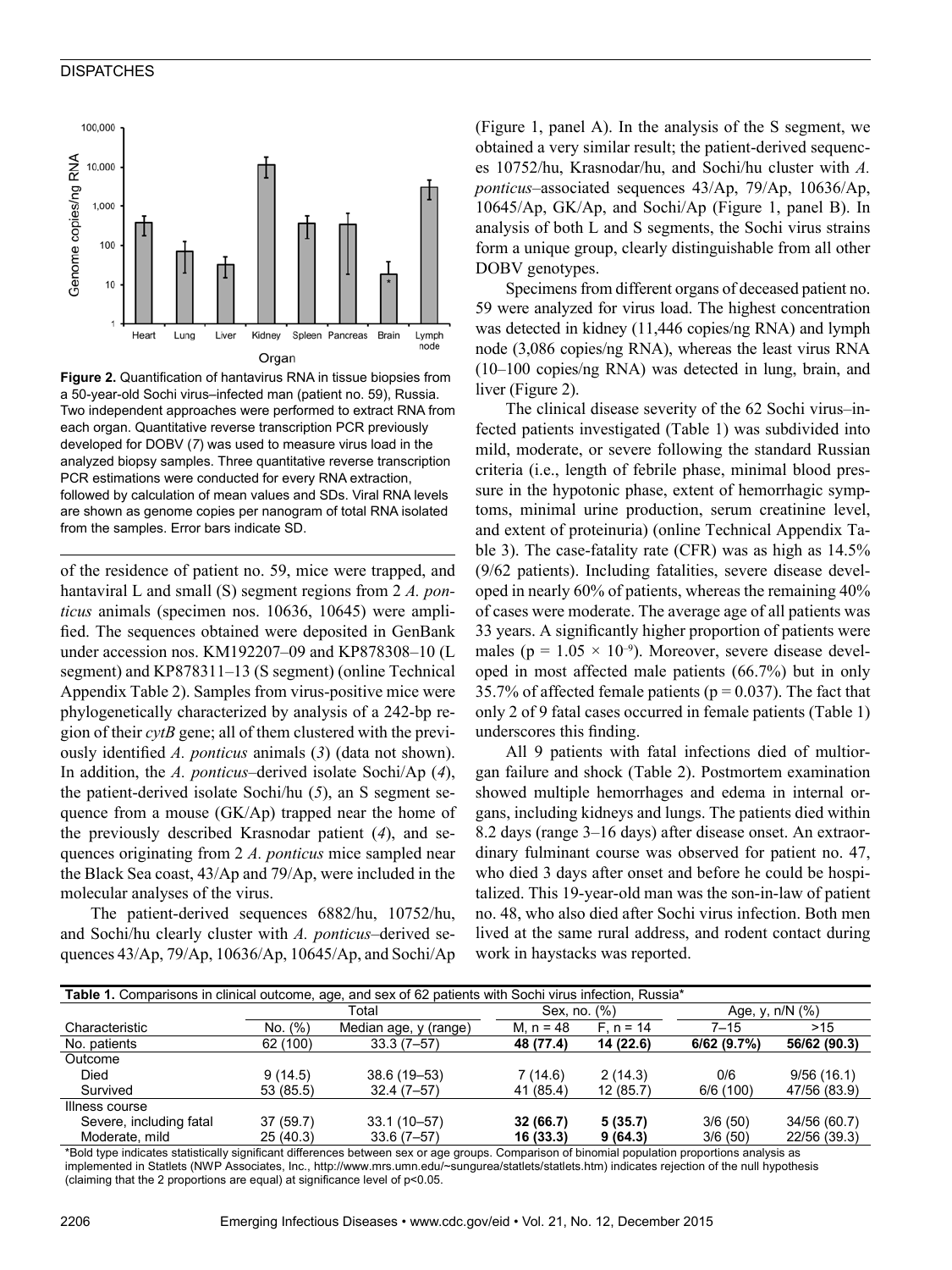Figure 2. Quantification of hantavirus RNA in tissue biopsies from a 50-year-old Sochi virus–infected man (patient no. 59), Russia. Two independent approaches were performed to extract RNA from each organ. Quantitative reverse transcription PCR previously developed for DOBV (7) was used to measure virus load in the analyzed biopsy samples. Three quantitative reverse transcription PCR estimations were conducted for every RNA extraction, followed by calculation of mean values and SDs. Viral RNA levels are shown as genome copies per nanogram of total RNA isolated from the samples. Error bars indicate SD.

of the residence of patient no. 59, mice were trapped, and hantaviral L and small (S) segment regions from 2 *A. ponticus* animals (specimen nos. 10636, 10645) were amplified. The sequences obtained were deposited in GenBank under accession nos. KM192207–09 and KP878308–10 (L segment) and KP878311–13 (S segment) (online Technical Appendix Table 2). Samples from virus-positive mice were phylogenetically characterized by analysis of a 242-bp region of their *cytB* gene; all of them clustered with the previously identified *A. ponticus* animals (*3*) (data not shown). In addition, the *A. ponticus*–derived isolate Sochi/Ap (*4*), the patient-derived isolate Sochi/hu (*5*), an S segment sequence from a mouse (GK/Ap) trapped near the home of the previously described Krasnodar patient (*4*), and sequences originating from 2 *A. ponticus* mice sampled near the Black Sea coast, 43/Ap and 79/Ap, were included in the molecular analyses of the virus.

The patient-derived sequences 6882/hu, 10752/hu, and Sochi/hu clearly cluster with *A. ponticus*–derived sequences 43/Ap, 79/Ap, 10636/Ap, 10645/Ap, and Sochi/Ap (Figure 1, panel A). In the analysis of the S segment, we obtained a very similar result; the patient-derived sequences 10752/hu, Krasnodar/hu, and Sochi/hu cluster with *A. ponticus*–associated sequences 43/Ap, 79/Ap, 10636/Ap, 10645/Ap, GK/Ap, and Sochi/Ap (Figure 1, panel B). In analysis of both L and S segments, the Sochi virus strains form a unique group, clearly distinguishable from all other DOBV genotypes.

Specimens from different organs of deceased patient no. 59 were analyzed for virus load. The highest concentration was detected in kidney (11,446 copies/ng RNA) and lymph node (3,086 copies/ng RNA), whereas the least virus RNA (10–100 copies/ng RNA) was detected in lung, brain, and liver (Figure 2).

The clinical disease severity of the 62 Sochi virus–infected patients investigated (Table 1) was subdivided into mild, moderate, or severe following the standard Russian criteria (i.e., length of febrile phase, minimal blood pressure in the hypotonic phase, extent of hemorrhagic symptoms, minimal urine production, serum creatinine level, and extent of proteinuria) (online Technical Appendix Table 3). The case-fatality rate (CFR) was as high as 14.5% (9/62 patients). Including fatalities, severe disease developed in nearly 60% of patients, whereas the remaining 40% of cases were moderate. The average age of all patients was 33 years. A significantly higher proportion of patients were males ($p = 1.05 \times 10^{-9}$). Moreover, severe disease developed in most affected male patients (66.7%) but in only 35.7% of affected female patients ($p = 0.037$). The fact that only 2 of 9 fatal cases occurred in female patients (Table 1) underscores this finding.

All 9 patients with fatal infections died of multiorgan failure and shock (Table 2). Postmortem examination showed multiple hemorrhages and edema in internal organs, including kidneys and lungs. The patients died within 8.2 days (range 3–16 days) after disease onset. An extraordinary fulminant course was observed for patient no. 47, who died 3 days after onset and before he could be hospitalized. This 19-year-old man was the son-in-law of patient no. 48, who also died after Sochi virus infection. Both men lived at the same rural address, and rodent contact during work in haystacks was reported.

**Table 1.** Comparisons in clinical outcome, age, and sex of 62 patients with Sochi virus infection, Russia*

| Characteristic | Total | | Sex, no. (%) | | Age, y, n/N (%) | |
|---|---|---|---|---|---|---|
| | No. (%) | Median age, y (range) | M, n = 48 | F, n = 14 | 7–15 | >15 |
| No. patients | 62 (100) | 33.3 (7–57) | **48 (77.4)** | **14 (22.6)** | **6/62 (9.7%)** | **56/62 (90.3)** |
| Outcome | | | | | | |
| Died | 9 (14.5) | 38.6 (19–53) | 7 (14.6) | 2 (14.3) | 0/6 | 9/56 (16.1) |
| Survived | 53 (85.5) | 32.4 (7–57) | 41 (85.4) | 12 (85.7) | 6/6 (100) | 47/56 (83.9) |
| Illness course | | | | | | |
| Severe, including fatal | 37 (59.7) | 33.1 (10–57) | **32 (66.7)** | **5 (35.7)** | 3/6 (50) | 34/56 (60.7) |
| Moderate, mild | 25 (40.3) | 33.6 (7–57) | **16 (33.3)** | **9 (64.3)** | 3/6 (50) | 22/56 (39.3) |

*Bold type indicates statistically significant differences between sex or age groups. Comparison of binomial population proportions analysis as implemented in Statlets (NWP Associates, Inc., http://www.mrs.umn.edu/~sungurea/statlets/statlets.htm) indicates rejection of the null hypothesis (claiming that the 2 proportions are equal) at significance level of p<0.05.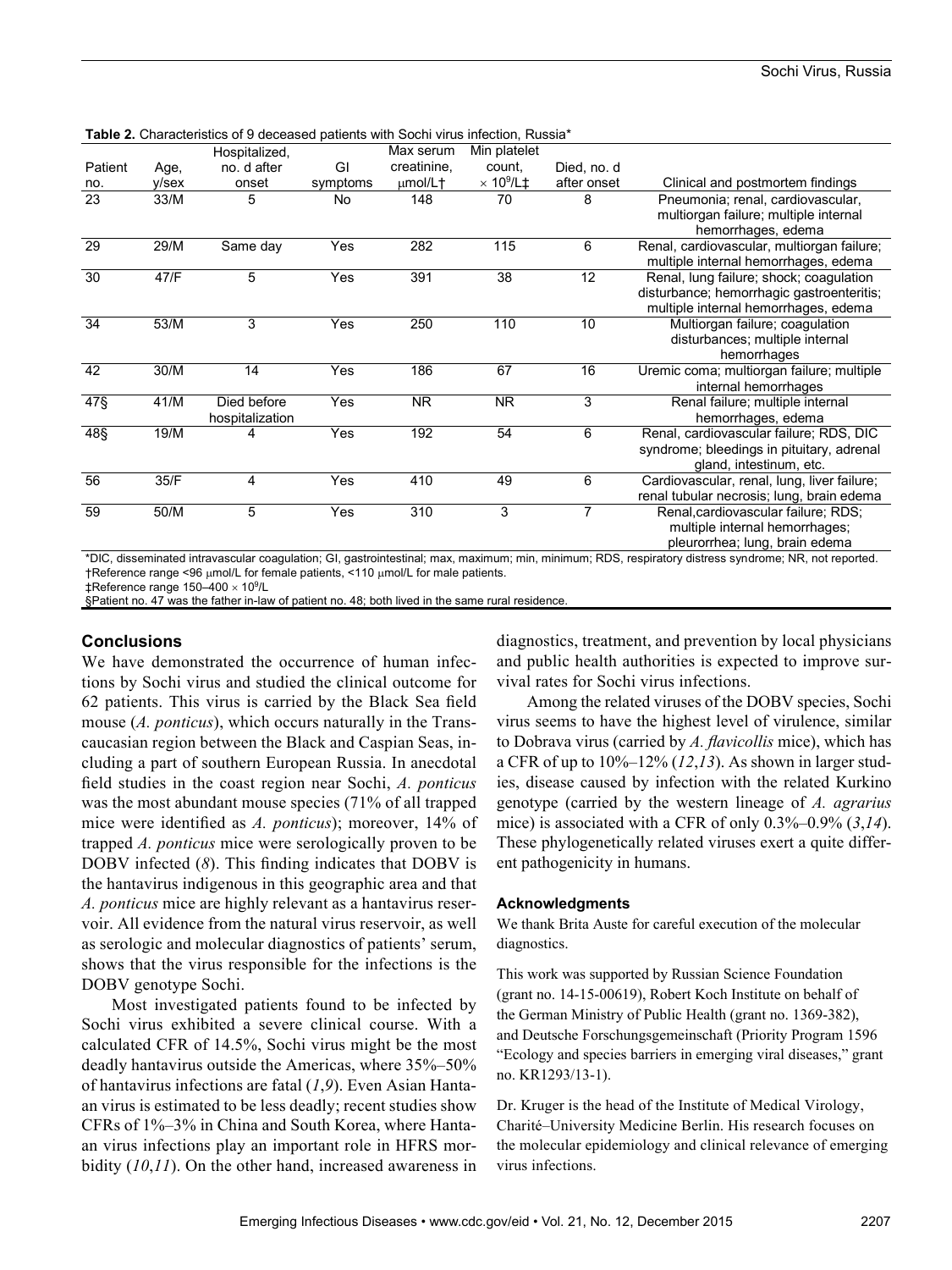**Table 2.** Characteristics of 9 deceased patients with Sochi virus infection, Russia*

| Patient no. | Age, y/sex | Hospitalized, no. d after onset | GI symptoms | Max serum creatinine, µmol/L† | Min platelet count, $\times 10^9$/L‡ | Died, no. d after onset | Clinical and postmortem findings |
|---|---|---|---|---|---|---|---|
| 23 | 33/M | 5 | No | 148 | 70 | 8 | Pneumonia; renal, cardiovascular, multiorgan failure; multiple internal hemorrhages, edema |
| 29 | 29/M | Same day | Yes | 282 | 115 | 6 | Renal, cardiovascular, multiorgan failure; multiple internal hemorrhages, edema |
| 30 | 47/F | 5 | Yes | 391 | 38 | 12 | Renal, lung failure; shock; coagulation disturbance; hemorrhagic gastroenteritis; multiple internal hemorrhages, edema |
| 34 | 53/M | 3 | Yes | 250 | 110 | 10 | Multiorgan failure; coagulation disturbances; multiple internal hemorrhages |
| 42 | 30/M | 14 | Yes | 186 | 67 | 16 | Uremic coma; multiorgan failure; multiple internal hemorrhages |
| 47§ | 41/M | Died before hospitalization | Yes | NR | NR | 3 | Renal failure; multiple internal hemorrhages, edema |
| 48§ | 19/M | 4 | Yes | 192 | 54 | 6 | Renal, cardiovascular failure; RDS, DIC syndrome; bleedings in pituitary, adrenal gland, intestinum, etc. |
| 56 | 35/F | 4 | Yes | 410 | 49 | 6 | Cardiovascular, renal, lung, liver failure; renal tubular necrosis; lung, brain edema |
| 59 | 50/M | 5 | Yes | 310 | 3 | 7 | Renal,cardiovascular failure; RDS; multiple internal hemorrhages; pleurorrhea; lung, brain edema |

*DIC, disseminated intravascular coagulation; GI, gastrointestinal; max, maximum; min, minimum; RDS, respiratory distress syndrome; NR, not reported.
†Reference range <96 µmol/L for female patients, <110 µmol/L for male patients.
‡Reference range 150–400 $\times 10^9$/L
§Patient no. 47 was the father in-law of patient no. 48; both lived in the same rural residence.

## Conclusions

We have demonstrated the occurrence of human infections by Sochi virus and studied the clinical outcome for 62 patients. This virus is carried by the Black Sea field mouse (*A. ponticus*), which occurs naturally in the Transcaucasian region between the Black and Caspian Seas, including a part of southern European Russia. In anecdotal field studies in the coast region near Sochi, *A. ponticus* was the most abundant mouse species (71% of all trapped mice were identified as *A. ponticus*); moreover, 14% of trapped *A. ponticus* mice were serologically proven to be DOBV infected (*8*). This finding indicates that DOBV is the hantavirus indigenous in this geographic area and that *A. ponticus* mice are highly relevant as a hantavirus reservoir. All evidence from the natural virus reservoir, as well as serologic and molecular diagnostics of patients' serum, shows that the virus responsible for the infections is the DOBV genotype Sochi.

Most investigated patients found to be infected by Sochi virus exhibited a severe clinical course. With a calculated CFR of 14.5%, Sochi virus might be the most deadly hantavirus outside the Americas, where 35%–50% of hantavirus infections are fatal (*1*,*9*). Even Asian Hantaan virus is estimated to be less deadly; recent studies show CFRs of 1%–3% in China and South Korea, where Hantaan virus infections play an important role in HFRS morbidity (*10*,*11*). On the other hand, increased awareness in diagnostics, treatment, and prevention by local physicians and public health authorities is expected to improve survival rates for Sochi virus infections.

Among the related viruses of the DOBV species, Sochi virus seems to have the highest level of virulence, similar to Dobrava virus (carried by *A. flavicollis* mice), which has a CFR of up to 10%–12% (*12*,*13*). As shown in larger studies, disease caused by infection with the related Kurkino genotype (carried by the western lineage of *A. agrarius* mice) is associated with a CFR of only 0.3%–0.9% (*3*,*14*). These phylogenetically related viruses exert a quite different pathogenicity in humans.

### Acknowledgments

We thank Brita Auste for careful execution of the molecular diagnostics.

This work was supported by Russian Science Foundation (grant no. 14-15-00619), Robert Koch Institute on behalf of the German Ministry of Public Health (grant no. 1369-382), and Deutsche Forschungsgemeinschaft (Priority Program 1596 "Ecology and species barriers in emerging viral diseases," grant no. KR1293/13-1).

Dr. Kruger is the head of the Institute of Medical Virology, Charité–University Medicine Berlin. His research focuses on the molecular epidemiology and clinical relevance of emerging virus infections.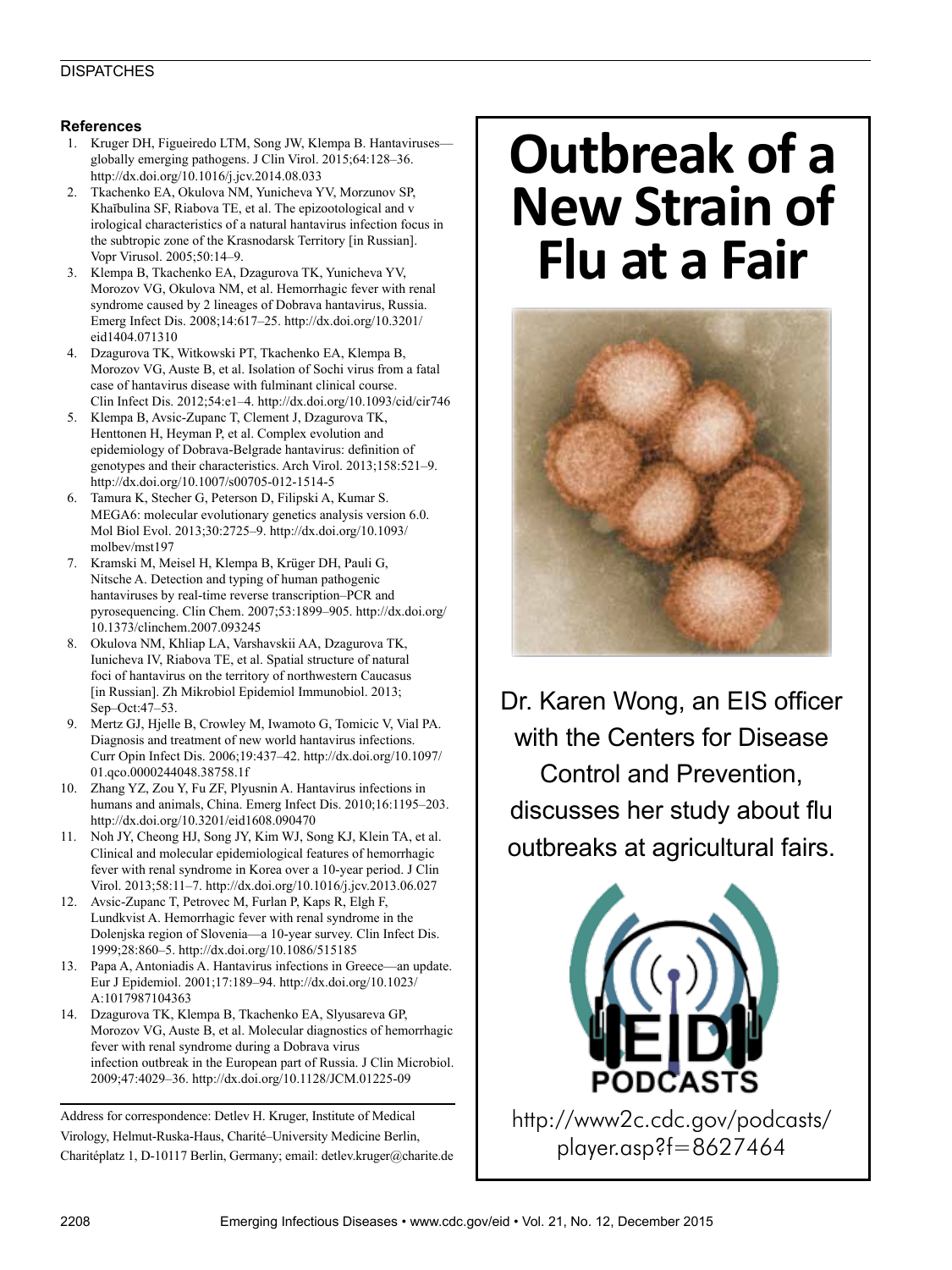## References

1. Kruger DH, Figueiredo LTM, Song JW, Klempa B. Hantaviruses—globally emerging pathogens. J Clin Virol. 2015;64:128–36. http://dx.doi.org/10.1016/j.jcv.2014.08.033
2. Tkachenko EA, Okulova NM, Yunicheva YV, Morzunov SP, Khaïbulina SF, Riabova TE, et al. The epizootological and v irological characteristics of a natural hantavirus infection focus in the subtropic zone of the Krasnodarsk Territory [in Russian]. Vopr Virusol. 2005;50:14–9.
3. Klempa B, Tkachenko EA, Dzagurova TK, Yunicheva YV, Morozov VG, Okulova NM, et al. Hemorrhagic fever with renal syndrome caused by 2 lineages of Dobrava hantavirus, Russia. Emerg Infect Dis. 2008;14:617–25. http://dx.doi.org/10.3201/eid1404.071310
4. Dzagurova TK, Witkowski PT, Tkachenko EA, Klempa B, Morozov VG, Auste B, et al. Isolation of Sochi virus from a fatal case of hantavirus disease with fulminant clinical course. Clin Infect Dis. 2012;54:e1–4. http://dx.doi.org/10.1093/cid/cir746
5. Klempa B, Avsic-Zupanc T, Clement J, Dzagurova TK, Henttonen H, Heyman P, et al. Complex evolution and epidemiology of Dobrava-Belgrade hantavirus: definition of genotypes and their characteristics. Arch Virol. 2013;158:521–9. http://dx.doi.org/10.1007/s00705-012-1514-5
6. Tamura K, Stecher G, Peterson D, Filipski A, Kumar S. MEGA6: molecular evolutionary genetics analysis version 6.0. Mol Biol Evol. 2013;30:2725–9. http://dx.doi.org/10.1093/molbev/mst197
7. Kramski M, Meisel H, Klempa B, Krüger DH, Pauli G, Nitsche A. Detection and typing of human pathogenic hantaviruses by real-time reverse transcription–PCR and pyrosequencing. Clin Chem. 2007;53:1899–905. http://dx.doi.org/10.1373/clinchem.2007.093245
8. Okulova NM, Khliap LA, Varshavskii AA, Dzagurova TK, Iunicheva IV, Riabova TE, et al. Spatial structure of natural foci of hantavirus on the territory of northwestern Caucasus [in Russian]. Zh Mikrobiol Epidemiol Immunobiol. 2013; Sep–Oct:47–53.
9. Mertz GJ, Hjelle B, Crowley M, Iwamoto G, Tomicic V, Vial PA. Diagnosis and treatment of new world hantavirus infections. Curr Opin Infect Dis. 2006;19:437–42. http://dx.doi.org/10.1097/01.qco.0000244048.38758.1f
10. Zhang YZ, Zou Y, Fu ZF, Plyusnin A. Hantavirus infections in humans and animals, China. Emerg Infect Dis. 2010;16:1195–203. http://dx.doi.org/10.3201/eid1608.090470
11. Noh JY, Cheong HJ, Song JY, Kim WJ, Song KJ, Klein TA, et al. Clinical and molecular epidemiological features of hemorrhagic fever with renal syndrome in Korea over a 10-year period. J Clin Virol. 2013;58:11–7. http://dx.doi.org/10.1016/j.jcv.2013.06.027
12. Avsic-Zupanc T, Petrovec M, Furlan P, Kaps R, Elgh F, Lundkvist A. Hemorrhagic fever with renal syndrome in the Dolenjska region of Slovenia—a 10-year survey. Clin Infect Dis. 1999;28:860–5. http://dx.doi.org/10.1086/515185
13. Papa A, Antoniadis A. Hantavirus infections in Greece—an update. Eur J Epidemiol. 2001;17:189–94. http://dx.doi.org/10.1023/A:1017987104363
14. Dzagurova TK, Klempa B, Tkachenko EA, Slyusareva GP, Morozov VG, Auste B, et al. Molecular diagnostics of hemorrhagic fever with renal syndrome during a Dobrava virus infection outbreak in the European part of Russia. J Clin Microbiol. 2009;47:4029–36. http://dx.doi.org/10.1128/JCM.01225-09

Address for correspondence: Detlev H. Kruger, Institute of Medical Virology, Helmut-Ruska-Haus, Charité–University Medicine Berlin, Charitéplatz 1, D-10117 Berlin, Germany; email: detlev.kruger@charite.de

# Outbreak of a New Strain of Flu at a Fair

Dr. Karen Wong, an EIS officer with the Centers for Disease Control and Prevention, discusses her study about flu outbreaks at agricultural fairs.

EID PODCASTS

http://www2c.cdc.gov/podcasts/player.asp?f=8627464